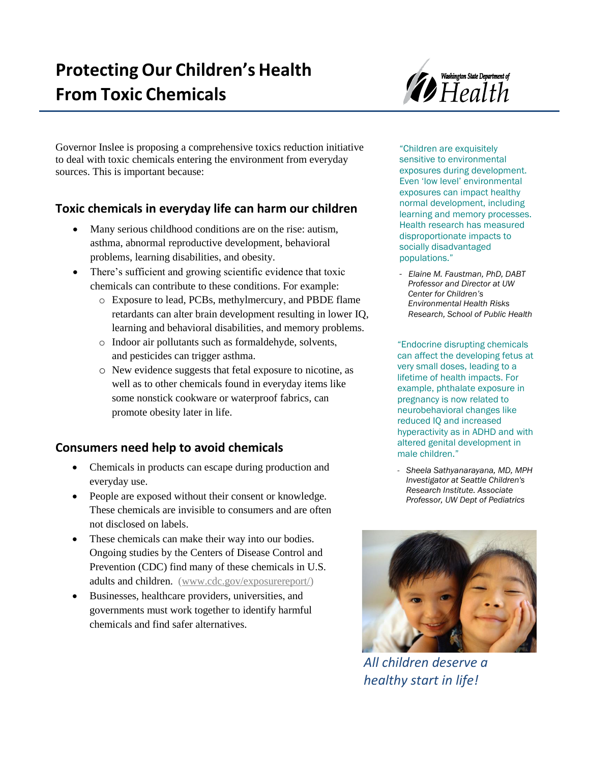# Protecting Our Children's Health From Toxic Chemicals

Washington State Department of Health

Governor Inslee is proposing a comprehensive toxics reduction initiative to deal with toxic chemicals entering the environment from everyday sources. This is important because:

## Toxic chemicals in everyday life can harm our children

- Many serious childhood conditions are on the rise: autism, asthma, abnormal reproductive development, behavioral problems, learning disabilities, and obesity.
- There's sufficient and growing scientific evidence that toxic chemicals can contribute to these conditions. For example:
  - Exposure to lead, PCBs, methylmercury, and PBDE flame retardants can alter brain development resulting in lower IQ, learning and behavioral disabilities, and memory problems.
  - Indoor air pollutants such as formaldehyde, solvents, and pesticides can trigger asthma.
  - New evidence suggests that fetal exposure to nicotine, as well as to other chemicals found in everyday items like some nonstick cookware or waterproof fabrics, can promote obesity later in life.

## Consumers need help to avoid chemicals

- Chemicals in products can escape during production and everyday use.
- People are exposed without their consent or knowledge. These chemicals are invisible to consumers and are often not disclosed on labels.
- These chemicals can make their way into our bodies. Ongoing studies by the Centers of Disease Control and Prevention (CDC) find many of these chemicals in U.S. adults and children. (www.cdc.gov/exposurereport/)
- Businesses, healthcare providers, universities, and governments must work together to identify harmful chemicals and find safer alternatives.

"Children are exquisitely sensitive to environmental exposures during development. Even 'low level' environmental exposures can impact healthy normal development, including learning and memory processes. Health research has measured disproportionate impacts to socially disadvantaged populations."

- *Elaine M. Faustman, PhD, DABT Professor and Director at UW Center for Children's Environmental Health Risks Research, School of Public Health*

"Endocrine disrupting chemicals can affect the developing fetus at very small doses, leading to a lifetime of health impacts. For example, phthalate exposure in pregnancy is now related to neurobehavioral changes like reduced IQ and increased hyperactivity as in ADHD and with altered genital development in male children."

- *Sheela Sathyanarayana, MD, MPH Investigator at Seattle Children's Research Institute. Associate Professor, UW Dept of Pediatrics*

*All children deserve a healthy start in life!*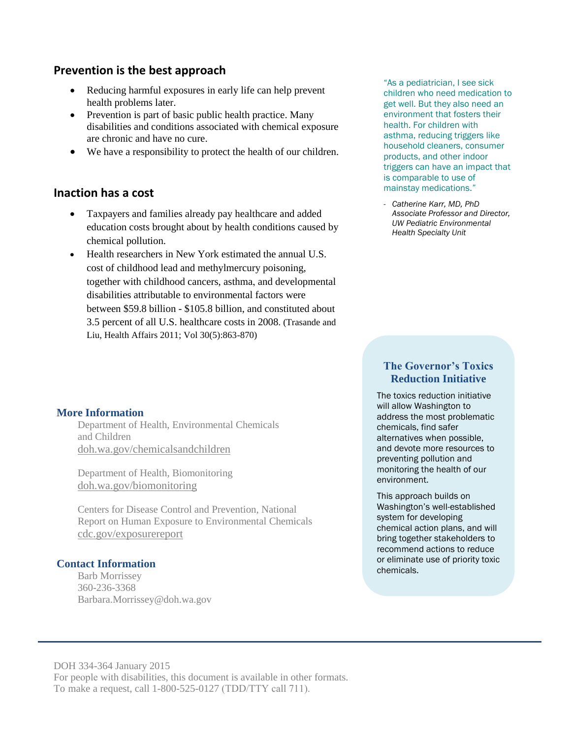## Prevention is the best approach

- Reducing harmful exposures in early life can help prevent health problems later.
- Prevention is part of basic public health practice. Many disabilities and conditions associated with chemical exposure are chronic and have no cure.
- We have a responsibility to protect the health of our children.

## Inaction has a cost

- Taxpayers and families already pay healthcare and added education costs brought about by health conditions caused by chemical pollution.
- Health researchers in New York estimated the annual U.S. cost of childhood lead and methylmercury poisoning, together with childhood cancers, asthma, and developmental disabilities attributable to environmental factors were between $59.8 billion - $105.8 billion, and constituted about 3.5 percent of all U.S. healthcare costs in 2008. (Trasande and Liu, Health Affairs 2011; Vol 30(5):863-870)

"As a pediatrician, I see sick children who need medication to get well. But they also need an environment that fosters their health. For children with asthma, reducing triggers like household cleaners, consumer products, and other indoor triggers can have an impact that is comparable to use of mainstay medications."

- *Catherine Karr, MD, PhD*
  *Associate Professor and Director, UW Pediatric Environmental Health Specialty Unit*

### The Governor's Toxics Reduction Initiative

The toxics reduction initiative will allow Washington to address the most problematic chemicals, find safer alternatives when possible, and devote more resources to preventing pollution and monitoring the health of our environment.

This approach builds on Washington's well-established system for developing chemical action plans, and will bring together stakeholders to recommend actions to reduce or eliminate use of priority toxic chemicals.

### More Information

Department of Health, Environmental Chemicals and Children
doh.wa.gov/chemicalsandchildren

Department of Health, Biomonitoring
doh.wa.gov/biomonitoring

Centers for Disease Control and Prevention, National Report on Human Exposure to Environmental Chemicals
cdc.gov/exposurereport

### Contact Information

Barb Morrissey
360-236-3368
Barbara.Morrissey@doh.wa.gov

DOH 334-364 January 2015
For people with disabilities, this document is available in other formats.
To make a request, call 1-800-525-0127 (TDD/TTY call 711).